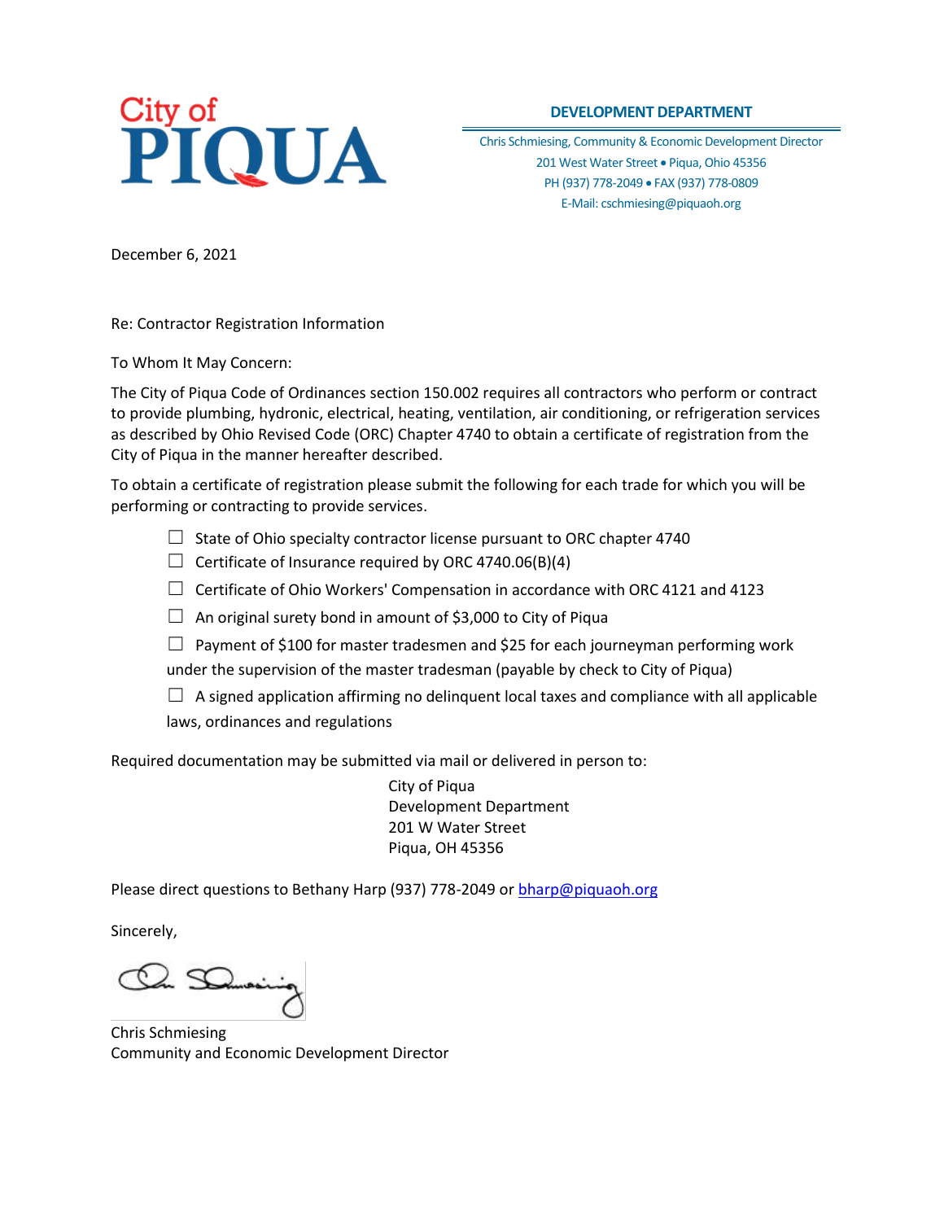City of PIQUA

**DEVELOPMENT DEPARTMENT**

Chris Schmiesing, Community & Economic Development Director
201 West Water Street • Piqua, Ohio 45356
PH (937) 778-2049 • FAX (937) 778-0809
E-Mail: cschmiesing@piquaoh.org

December 6, 2021

Re: Contractor Registration Information

To Whom It May Concern:

The City of Piqua Code of Ordinances section 150.002 requires all contractors who perform or contract to provide plumbing, hydronic, electrical, heating, ventilation, air conditioning, or refrigeration services as described by Ohio Revised Code (ORC) Chapter 4740 to obtain a certificate of registration from the City of Piqua in the manner hereafter described.

To obtain a certificate of registration please submit the following for each trade for which you will be performing or contracting to provide services.

- ☐ State of Ohio specialty contractor license pursuant to ORC chapter 4740
- ☐ Certificate of Insurance required by ORC 4740.06(B)(4)
- ☐ Certificate of Ohio Workers' Compensation in accordance with ORC 4121 and 4123
- ☐ An original surety bond in amount of $3,000 to City of Piqua
- ☐ Payment of $100 for master tradesmen and $25 for each journeyman performing work under the supervision of the master tradesman (payable by check to City of Piqua)
- ☐ A signed application affirming no delinquent local taxes and compliance with all applicable laws, ordinances and regulations

Required documentation may be submitted via mail or delivered in person to:

City of Piqua
Development Department
201 W Water Street
Piqua, OH 45356

Please direct questions to Bethany Harp (937) 778-2049 or bharp@piquaoh.org

Sincerely,

Chris Schmiesing
Community and Economic Development Director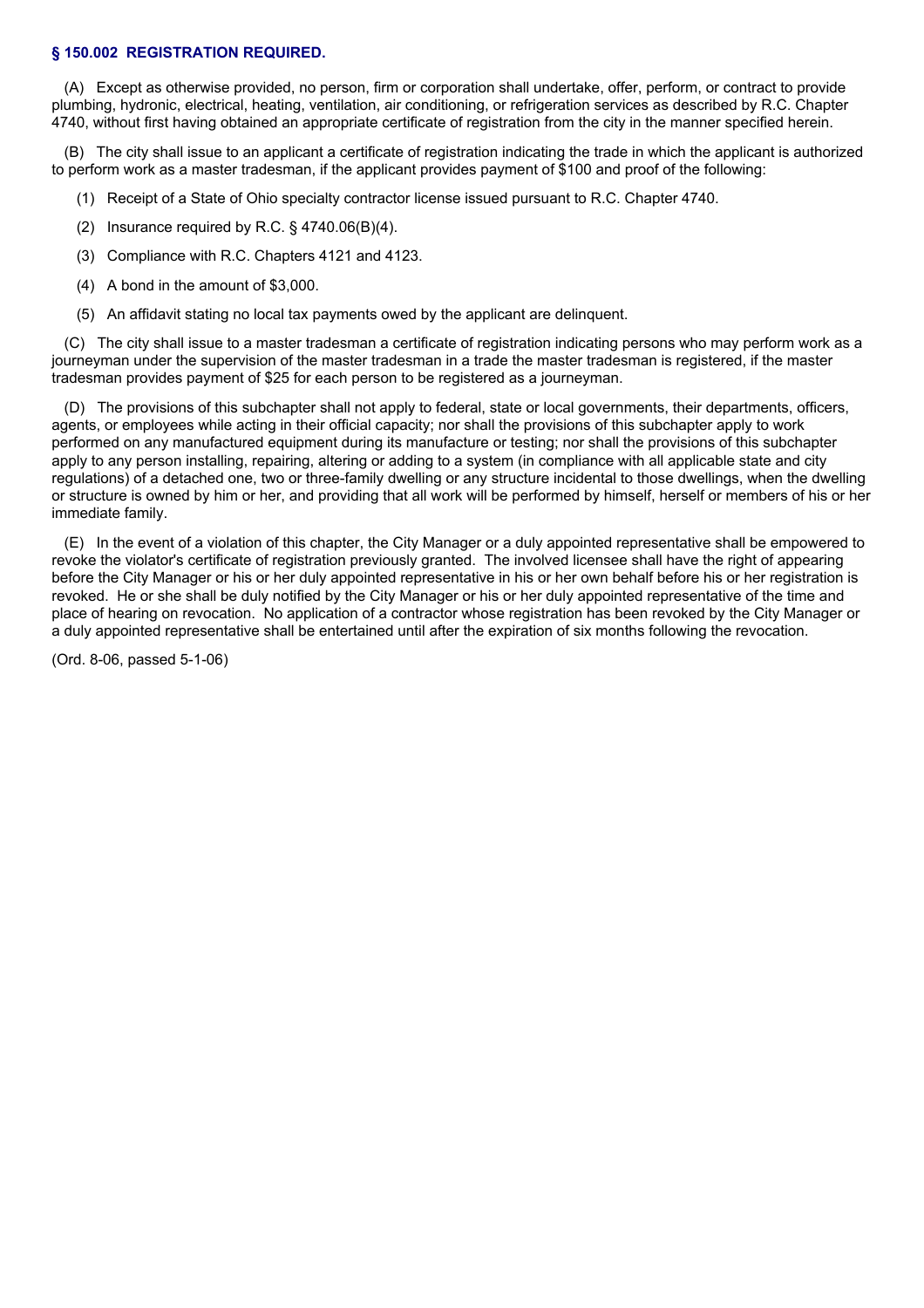### § 150.002 REGISTRATION REQUIRED.

(A) Except as otherwise provided, no person, firm or corporation shall undertake, offer, perform, or contract to provide plumbing, hydronic, electrical, heating, ventilation, air conditioning, or refrigeration services as described by R.C. Chapter 4740, without first having obtained an appropriate certificate of registration from the city in the manner specified herein.

(B) The city shall issue to an applicant a certificate of registration indicating the trade in which the applicant is authorized to perform work as a master tradesman, if the applicant provides payment of $100 and proof of the following:

(1) Receipt of a State of Ohio specialty contractor license issued pursuant to R.C. Chapter 4740.

(2) Insurance required by R.C. § 4740.06(B)(4).

(3) Compliance with R.C. Chapters 4121 and 4123.

(4) A bond in the amount of $3,000.

(5) An affidavit stating no local tax payments owed by the applicant are delinquent.

(C) The city shall issue to a master tradesman a certificate of registration indicating persons who may perform work as a journeyman under the supervision of the master tradesman in a trade the master tradesman is registered, if the master tradesman provides payment of $25 for each person to be registered as a journeyman.

(D) The provisions of this subchapter shall not apply to federal, state or local governments, their departments, officers, agents, or employees while acting in their official capacity; nor shall the provisions of this subchapter apply to work performed on any manufactured equipment during its manufacture or testing; nor shall the provisions of this subchapter apply to any person installing, repairing, altering or adding to a system (in compliance with all applicable state and city regulations) of a detached one, two or three-family dwelling or any structure incidental to those dwellings, when the dwelling or structure is owned by him or her, and providing that all work will be performed by himself, herself or members of his or her immediate family.

(E) In the event of a violation of this chapter, the City Manager or a duly appointed representative shall be empowered to revoke the violator's certificate of registration previously granted. The involved licensee shall have the right of appearing before the City Manager or his or her duly appointed representative in his or her own behalf before his or her registration is revoked. He or she shall be duly notified by the City Manager or his or her duly appointed representative of the time and place of hearing on revocation. No application of a contractor whose registration has been revoked by the City Manager or a duly appointed representative shall be entertained until after the expiration of six months following the revocation.

(Ord. 8-06, passed 5-1-06)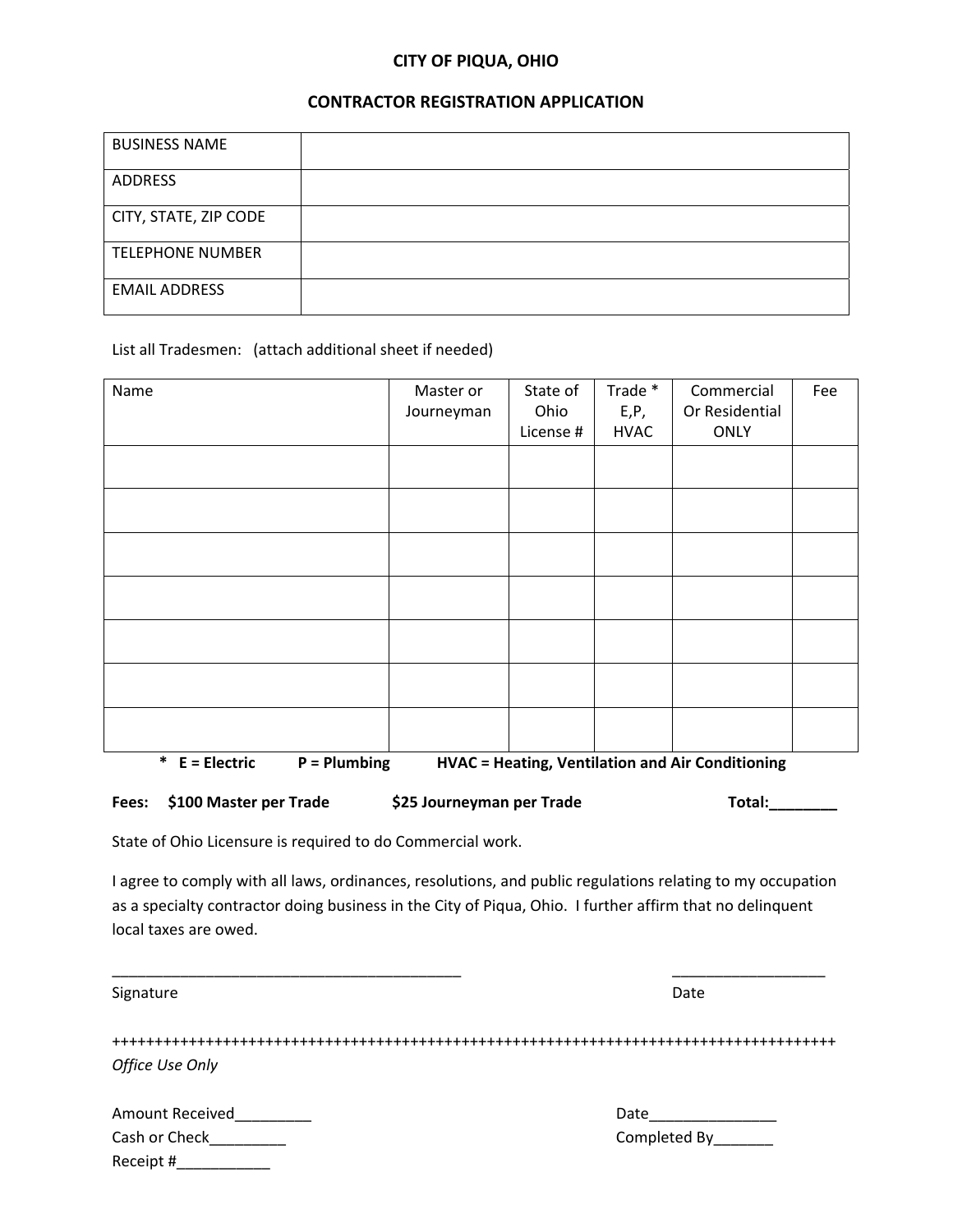# CITY OF PIQUA, OHIO

## CONTRACTOR REGISTRATION APPLICATION

| BUSINESS NAME | |
|---|---|
| ADDRESS | |
| CITY, STATE, ZIP CODE | |
| TELEPHONE NUMBER | |
| EMAIL ADDRESS | |

List all Tradesmen: (attach additional sheet if needed)

| Name | Master or Journeyman | State of Ohio License # | Trade * E,P, HVAC | Commercial Or Residential ONLY | Fee |
|---|---|---|---|---|---|
| | | | | | |
| | | | | | |
| | | | | | |
| | | | | | |
| | | | | | |
| | | | | | |
| | | | | | |

**\* E = Electric P = Plumbing HVAC = Heating, Ventilation and Air Conditioning**

**Fees: $100 Master per Trade $25 Journeyman per Trade Total:________**

State of Ohio Licensure is required to do Commercial work.

I agree to comply with all laws, ordinances, resolutions, and public regulations relating to my occupation as a specialty contractor doing business in the City of Piqua, Ohio. I further affirm that no delinquent local taxes are owed.

__________________________________________ __________________

Signature Date

+++++++++++++++++++++++++++++++++++++++++++++++++++++++++++++++++++++++++++++++++++++++++++

*Office Use Only*

Amount Received_________ Date_______________

Cash or Check_________ Completed By_______

Receipt #___________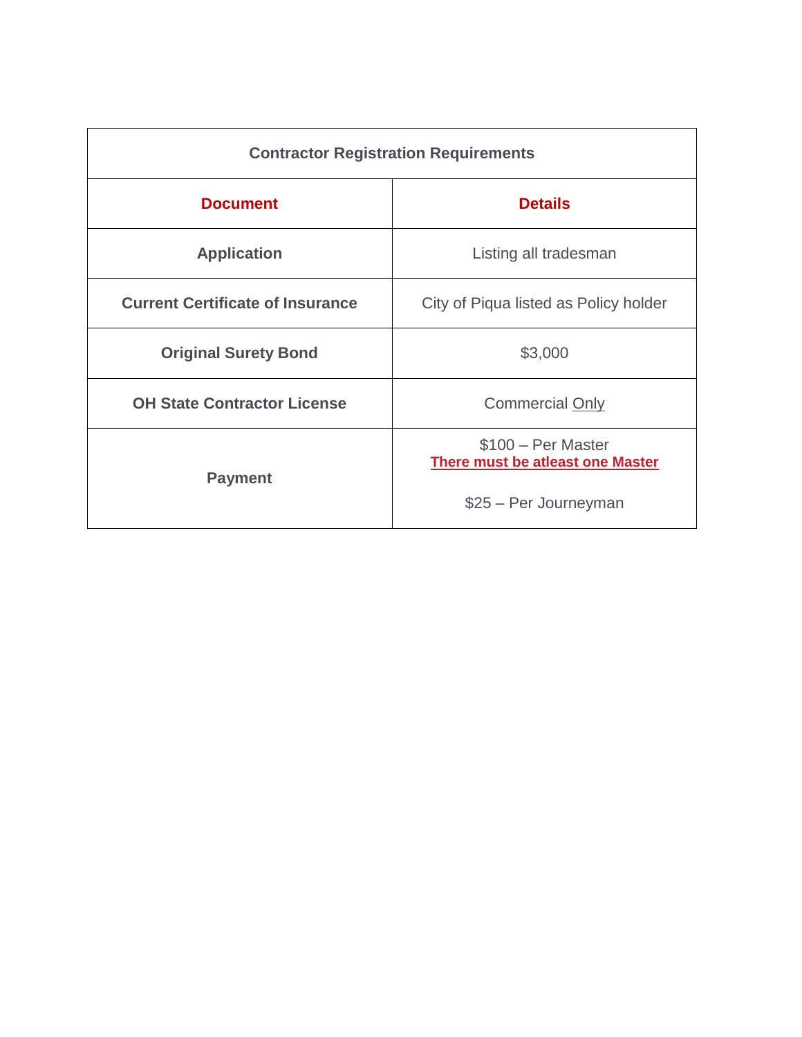| Contractor Registration Requirements | |
|---|---|
| **Document** | **Details** |
| **Application** | Listing all tradesman |
| **Current Certificate of Insurance** | City of Piqua listed as Policy holder |
| **Original Surety Bond** | $3,000 |
| **OH State Contractor License** | Commercial Only |
| **Payment** | $100 – Per Master<br>**There must be atleast one Master**<br><br>$25 – Per Journeyman |